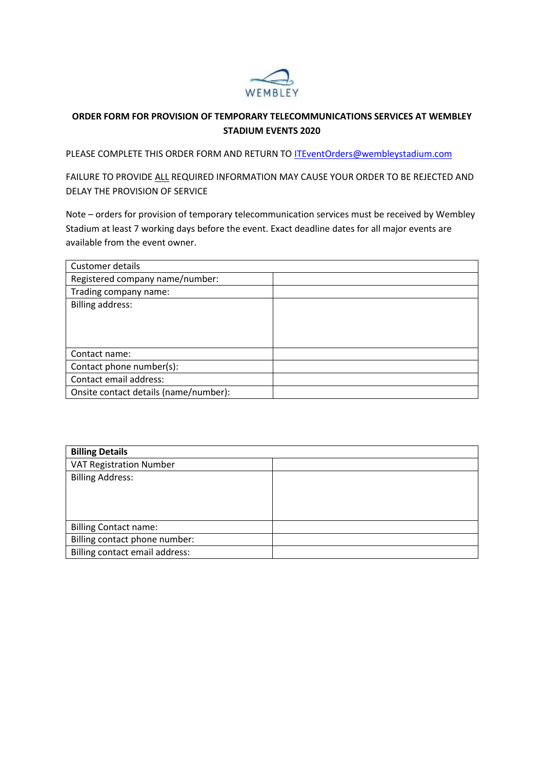WEMBLEY

**ORDER FORM FOR PROVISION OF TEMPORARY TELECOMMUNICATIONS SERVICES AT WEMBLEY STADIUM EVENTS 2020**

PLEASE COMPLETE THIS ORDER FORM AND RETURN TO ITEventOrders@wembleystadium.com

FAILURE TO PROVIDE ALL REQUIRED INFORMATION MAY CAUSE YOUR ORDER TO BE REJECTED AND DELAY THE PROVISION OF SERVICE

Note – orders for provision of temporary telecommunication services must be received by Wembley Stadium at least 7 working days before the event. Exact deadline dates for all major events are available from the event owner.

| Customer details | |
|---|---|
| Registered company name/number: | |
| Trading company name: | |
| Billing address: | |
| Contact name: | |
| Contact phone number(s): | |
| Contact email address: | |
| Onsite contact details (name/number): | |

| **Billing Details** | |
|---|---|
| VAT Registration Number | |
| Billing Address: | |
| Billing Contact name: | |
| Billing contact phone number: | |
| Billing contact email address: | |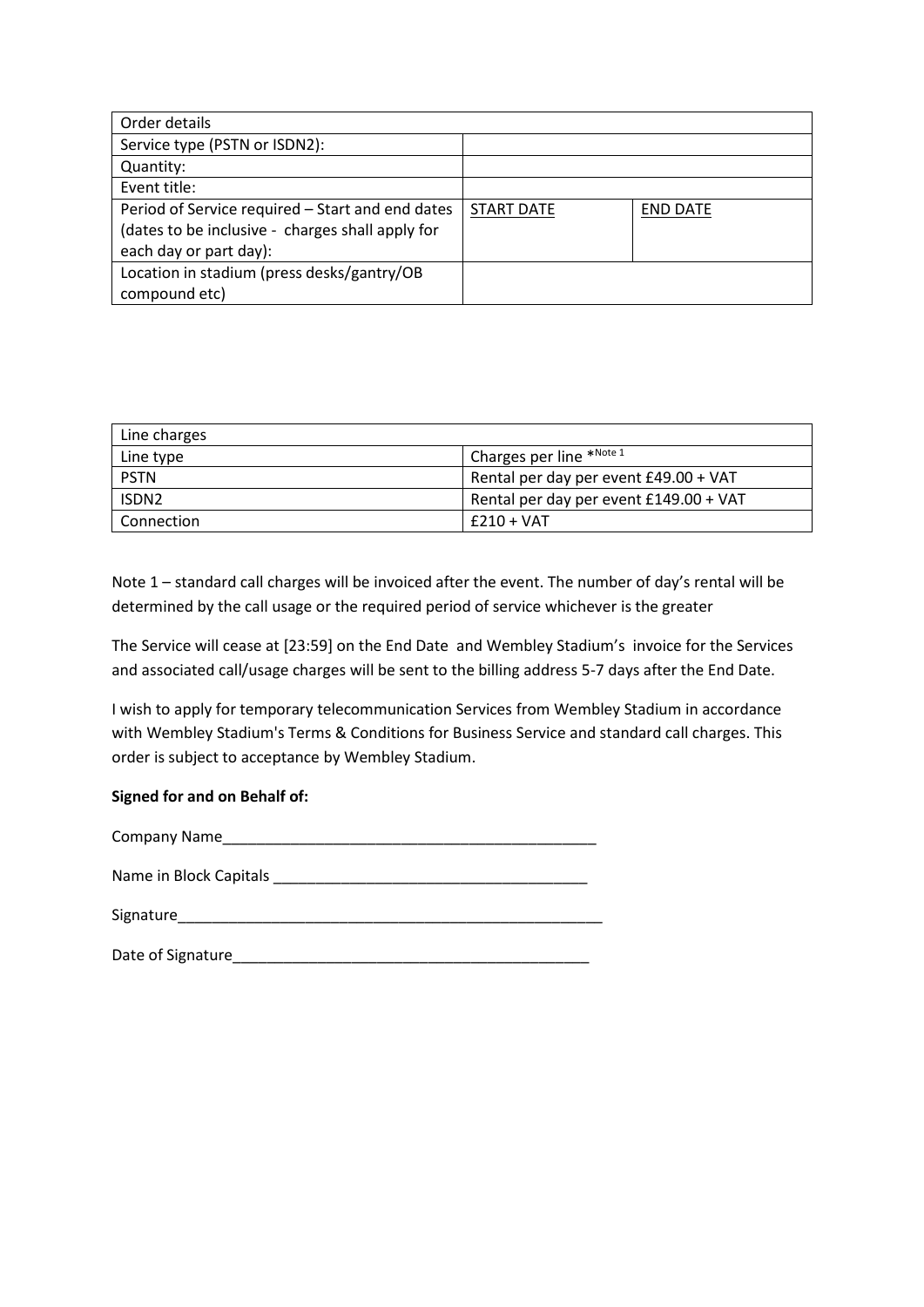| Order details | | |
|---|---|---|
| Service type (PSTN or ISDN2): | | |
| Quantity: | | |
| Event title: | | |
| Period of Service required – Start and end dates (dates to be inclusive - charges shall apply for each day or part day): | START DATE | END DATE |
| Location in stadium (press desks/gantry/OB compound etc) | | |

| Line charges | |
|---|---|
| Line type | Charges per line *Note 1 |
| PSTN | Rental per day per event £49.00 + VAT |
| ISDN2 | Rental per day per event £149.00 + VAT |
| Connection | £210 + VAT |

Note 1 – standard call charges will be invoiced after the event. The number of day's rental will be determined by the call usage or the required period of service whichever is the greater

The Service will cease at [23:59] on the End Date and Wembley Stadium's invoice for the Services and associated call/usage charges will be sent to the billing address 5-7 days after the End Date.

I wish to apply for temporary telecommunication Services from Wembley Stadium in accordance with Wembley Stadium's Terms & Conditions for Business Service and standard call charges. This order is subject to acceptance by Wembley Stadium.

**Signed for and on Behalf of:**

Company Name_____________________________________________

Name in Block Capitals _____________________________________

Signature____________________________________________________

Date of Signature__________________________________________